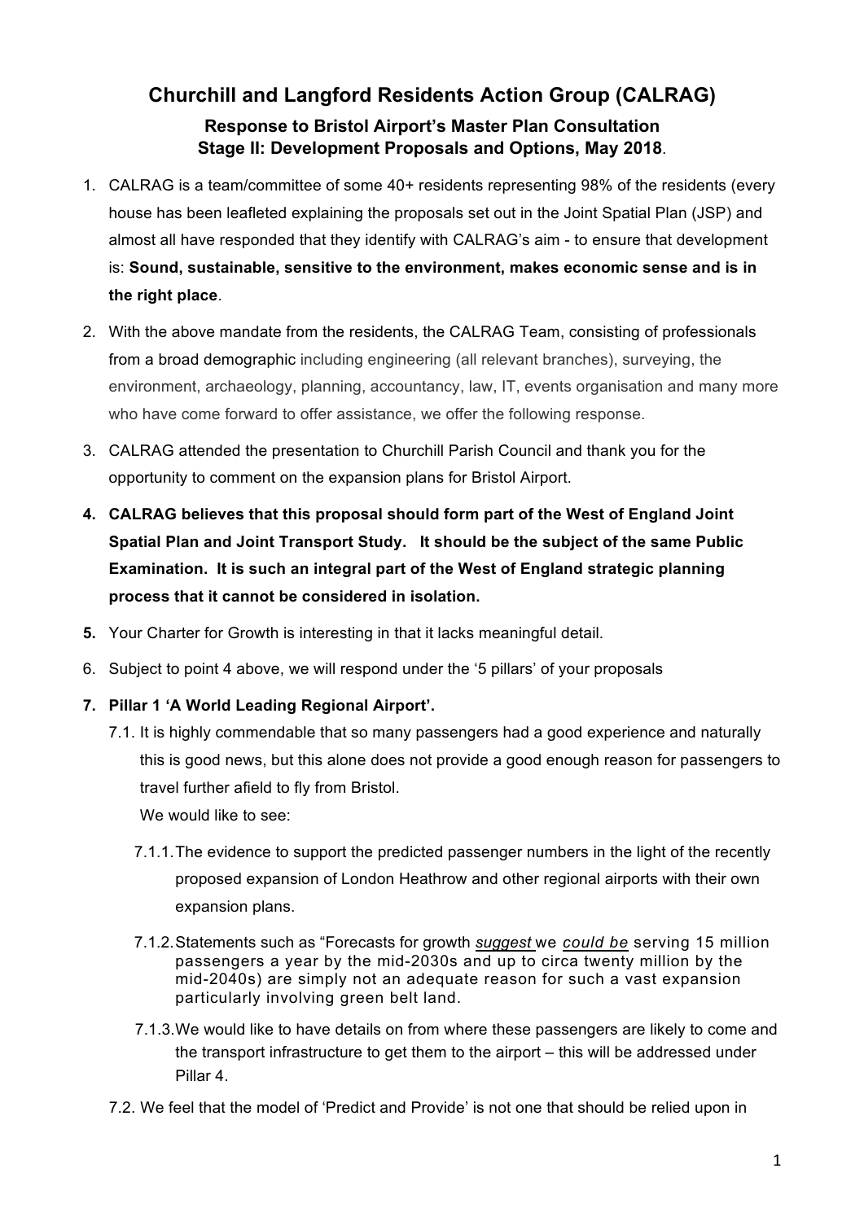# Churchill and Langford Residents Action Group (CALRAG)

### Response to Bristol Airport's Master Plan Consultation
### Stage II: Development Proposals and Options, May 2018.

1. CALRAG is a team/committee of some 40+ residents representing 98% of the residents (every house has been leafleted explaining the proposals set out in the Joint Spatial Plan (JSP) and almost all have responded that they identify with CALRAG's aim - to ensure that development is: **Sound, sustainable, sensitive to the environment, makes economic sense and is in the right place**.
2. With the above mandate from the residents, the CALRAG Team, consisting of professionals from a broad demographic including engineering (all relevant branches), surveying, the environment, archaeology, planning, accountancy, law, IT, events organisation and many more who have come forward to offer assistance, we offer the following response.
3. CALRAG attended the presentation to Churchill Parish Council and thank you for the opportunity to comment on the expansion plans for Bristol Airport.
4. **CALRAG believes that this proposal should form part of the West of England Joint Spatial Plan and Joint Transport Study. It should be the subject of the same Public Examination. It is such an integral part of the West of England strategic planning process that it cannot be considered in isolation.**
5. Your Charter for Growth is interesting in that it lacks meaningful detail.
6. Subject to point 4 above, we will respond under the '5 pillars' of your proposals
7. **Pillar 1 'A World Leading Regional Airport'.**
   7.1. It is highly commendable that so many passengers had a good experience and naturally this is good news, but this alone does not provide a good enough reason for passengers to travel further afield to fly from Bristol.
   We would like to see:
      7.1.1. The evidence to support the predicted passenger numbers in the light of the recently proposed expansion of London Heathrow and other regional airports with their own expansion plans.
      7.1.2. Statements such as "Forecasts for growth ***suggest*** we ***could be*** serving 15 million passengers a year by the mid-2030s and up to circa twenty million by the mid-2040s) are simply not an adequate reason for such a vast expansion particularly involving green belt land.
      7.1.3. We would like to have details on from where these passengers are likely to come and the transport infrastructure to get them to the airport – this will be addressed under Pillar 4.

   7.2. We feel that the model of 'Predict and Provide' is not one that should be relied upon in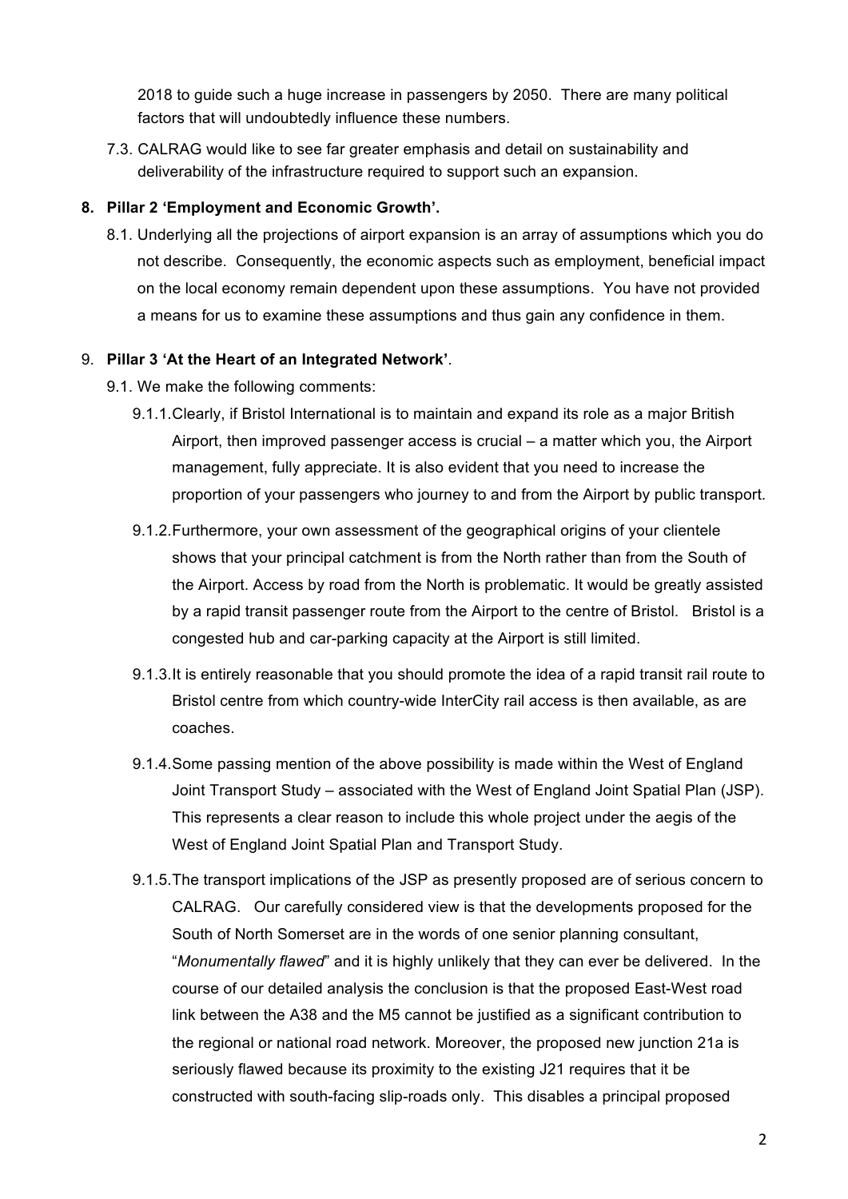2018 to guide such a huge increase in passengers by 2050. There are many political factors that will undoubtedly influence these numbers.

7.3. CALRAG would like to see far greater emphasis and detail on sustainability and deliverability of the infrastructure required to support such an expansion.

**8. Pillar 2 'Employment and Economic Growth'.**

8.1. Underlying all the projections of airport expansion is an array of assumptions which you do not describe. Consequently, the economic aspects such as employment, beneficial impact on the local economy remain dependent upon these assumptions. You have not provided a means for us to examine these assumptions and thus gain any confidence in them.

9. **Pillar 3 'At the Heart of an Integrated Network'**.

9.1. We make the following comments:

9.1.1. Clearly, if Bristol International is to maintain and expand its role as a major British Airport, then improved passenger access is crucial – a matter which you, the Airport management, fully appreciate. It is also evident that you need to increase the proportion of your passengers who journey to and from the Airport by public transport.

9.1.2. Furthermore, your own assessment of the geographical origins of your clientele shows that your principal catchment is from the North rather than from the South of the Airport. Access by road from the North is problematic. It would be greatly assisted by a rapid transit passenger route from the Airport to the centre of Bristol. Bristol is a congested hub and car-parking capacity at the Airport is still limited.

9.1.3. It is entirely reasonable that you should promote the idea of a rapid transit rail route to Bristol centre from which country-wide InterCity rail access is then available, as are coaches.

9.1.4. Some passing mention of the above possibility is made within the West of England Joint Transport Study – associated with the West of England Joint Spatial Plan (JSP). This represents a clear reason to include this whole project under the aegis of the West of England Joint Spatial Plan and Transport Study.

9.1.5. The transport implications of the JSP as presently proposed are of serious concern to CALRAG. Our carefully considered view is that the developments proposed for the South of North Somerset are in the words of one senior planning consultant, "*Monumentally flawed*" and it is highly unlikely that they can ever be delivered. In the course of our detailed analysis the conclusion is that the proposed East-West road link between the A38 and the M5 cannot be justified as a significant contribution to the regional or national road network. Moreover, the proposed new junction 21a is seriously flawed because its proximity to the existing J21 requires that it be constructed with south-facing slip-roads only. This disables a principal proposed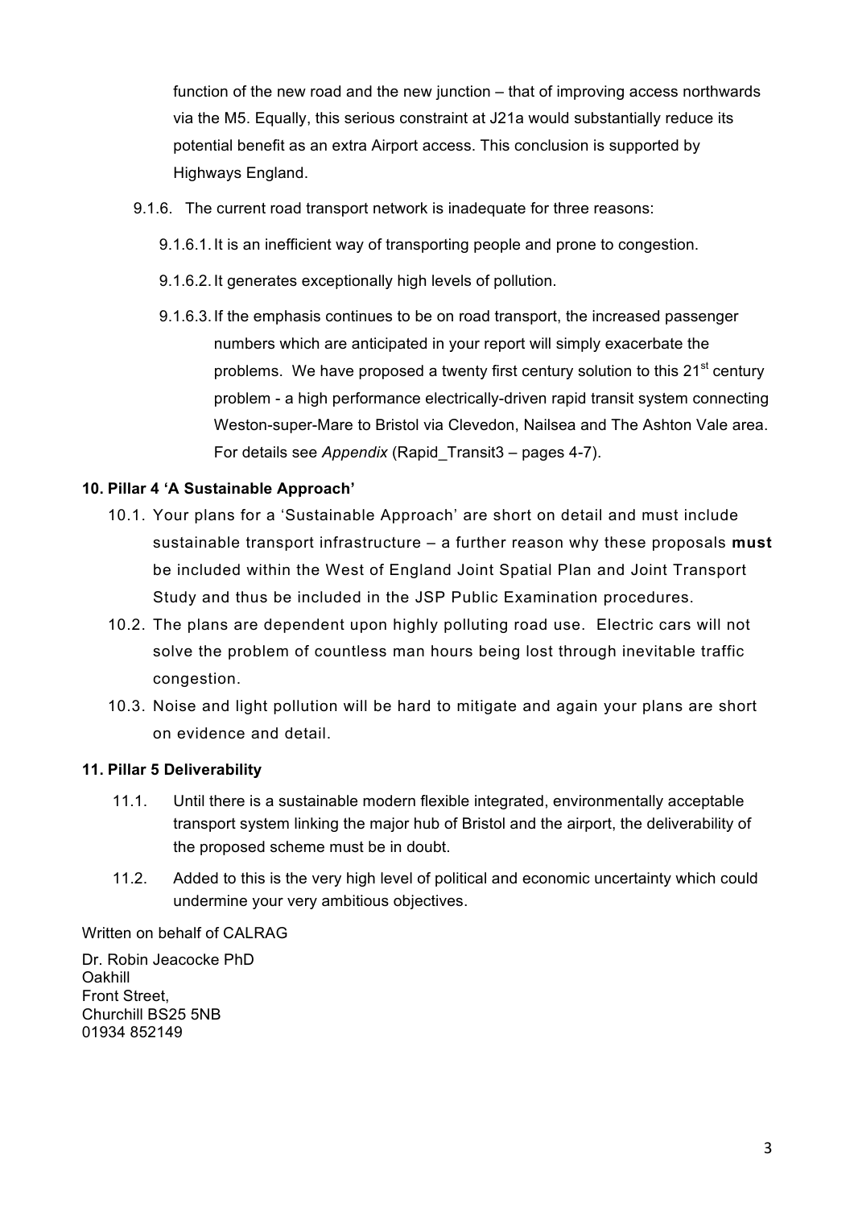function of the new road and the new junction – that of improving access northwards via the M5. Equally, this serious constraint at J21a would substantially reduce its potential benefit as an extra Airport access. This conclusion is supported by Highways England.

9.1.6. The current road transport network is inadequate for three reasons:

9.1.6.1. It is an inefficient way of transporting people and prone to congestion.

9.1.6.2. It generates exceptionally high levels of pollution.

9.1.6.3. If the emphasis continues to be on road transport, the increased passenger numbers which are anticipated in your report will simply exacerbate the problems. We have proposed a twenty first century solution to this 21st century problem - a high performance electrically-driven rapid transit system connecting Weston-super-Mare to Bristol via Clevedon, Nailsea and The Ashton Vale area. For details see *Appendix* (Rapid_Transit3 – pages 4-7).

**10. Pillar 4 'A Sustainable Approach'**

10.1. Your plans for a 'Sustainable Approach' are short on detail and must include sustainable transport infrastructure – a further reason why these proposals **must** be included within the West of England Joint Spatial Plan and Joint Transport Study and thus be included in the JSP Public Examination procedures.

10.2. The plans are dependent upon highly polluting road use. Electric cars will not solve the problem of countless man hours being lost through inevitable traffic congestion.

10.3. Noise and light pollution will be hard to mitigate and again your plans are short on evidence and detail.

**11. Pillar 5 Deliverability**

11.1. Until there is a sustainable modern flexible integrated, environmentally acceptable transport system linking the major hub of Bristol and the airport, the deliverability of the proposed scheme must be in doubt.

11.2. Added to this is the very high level of political and economic uncertainty which could undermine your very ambitious objectives.

Written on behalf of CALRAG

Dr. Robin Jeacocke PhD
Oakhill
Front Street,
Churchill BS25 5NB
01934 852149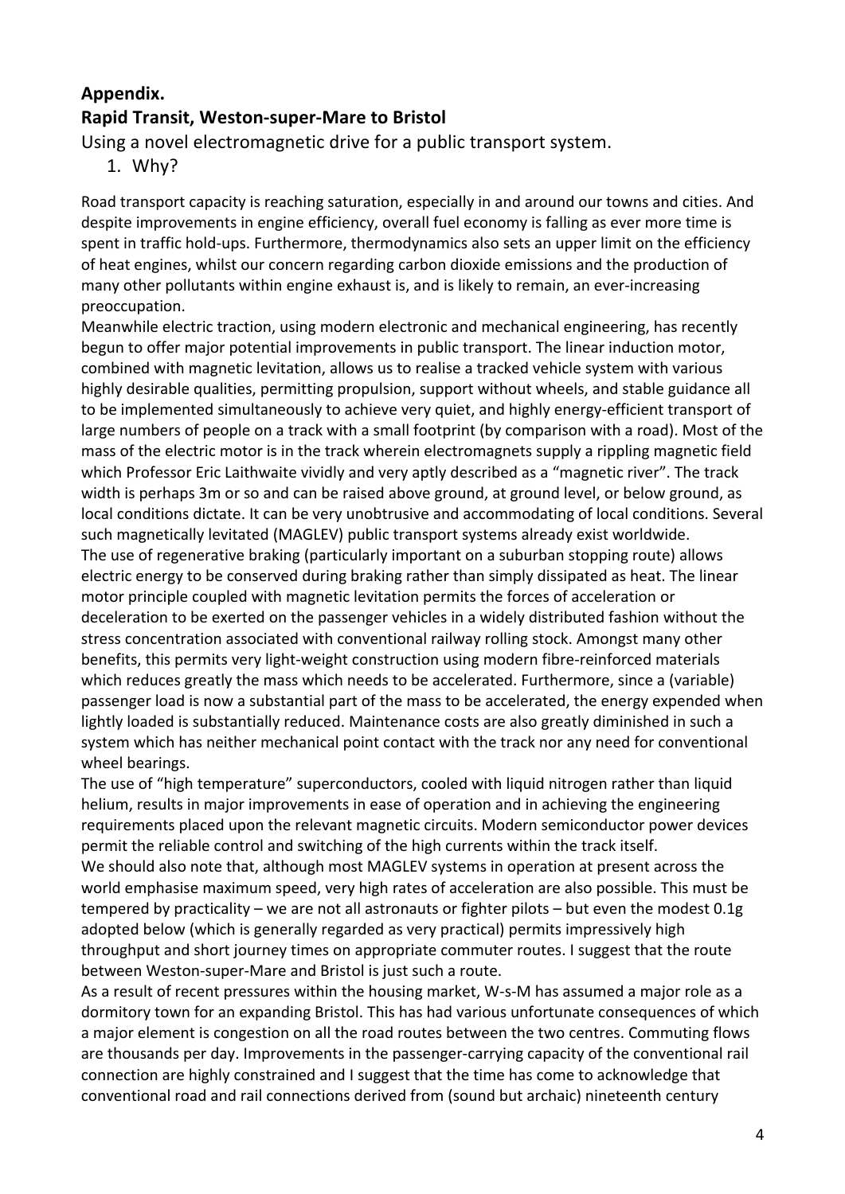**Appendix.**

**Rapid Transit, Weston-super-Mare to Bristol**

Using a novel electromagnetic drive for a public transport system.

1. Why?

Road transport capacity is reaching saturation, especially in and around our towns and cities. And despite improvements in engine efficiency, overall fuel economy is falling as ever more time is spent in traffic hold-ups. Furthermore, thermodynamics also sets an upper limit on the efficiency of heat engines, whilst our concern regarding carbon dioxide emissions and the production of many other pollutants within engine exhaust is, and is likely to remain, an ever-increasing preoccupation.

Meanwhile electric traction, using modern electronic and mechanical engineering, has recently begun to offer major potential improvements in public transport. The linear induction motor, combined with magnetic levitation, allows us to realise a tracked vehicle system with various highly desirable qualities, permitting propulsion, support without wheels, and stable guidance all to be implemented simultaneously to achieve very quiet, and highly energy-efficient transport of large numbers of people on a track with a small footprint (by comparison with a road). Most of the mass of the electric motor is in the track wherein electromagnets supply a rippling magnetic field which Professor Eric Laithwaite vividly and very aptly described as a "magnetic river". The track width is perhaps 3m or so and can be raised above ground, at ground level, or below ground, as local conditions dictate. It can be very unobtrusive and accommodating of local conditions. Several such magnetically levitated (MAGLEV) public transport systems already exist worldwide.

The use of regenerative braking (particularly important on a suburban stopping route) allows electric energy to be conserved during braking rather than simply dissipated as heat. The linear motor principle coupled with magnetic levitation permits the forces of acceleration or deceleration to be exerted on the passenger vehicles in a widely distributed fashion without the stress concentration associated with conventional railway rolling stock. Amongst many other benefits, this permits very light-weight construction using modern fibre-reinforced materials which reduces greatly the mass which needs to be accelerated. Furthermore, since a (variable) passenger load is now a substantial part of the mass to be accelerated, the energy expended when lightly loaded is substantially reduced. Maintenance costs are also greatly diminished in such a system which has neither mechanical point contact with the track nor any need for conventional wheel bearings.

The use of "high temperature" superconductors, cooled with liquid nitrogen rather than liquid helium, results in major improvements in ease of operation and in achieving the engineering requirements placed upon the relevant magnetic circuits. Modern semiconductor power devices permit the reliable control and switching of the high currents within the track itself.

We should also note that, although most MAGLEV systems in operation at present across the world emphasise maximum speed, very high rates of acceleration are also possible. This must be tempered by practicality – we are not all astronauts or fighter pilots – but even the modest 0.1g adopted below (which is generally regarded as very practical) permits impressively high throughput and short journey times on appropriate commuter routes. I suggest that the route between Weston-super-Mare and Bristol is just such a route.

As a result of recent pressures within the housing market, W-s-M has assumed a major role as a dormitory town for an expanding Bristol. This has had various unfortunate consequences of which a major element is congestion on all the road routes between the two centres. Commuting flows are thousands per day. Improvements in the passenger-carrying capacity of the conventional rail connection are highly constrained and I suggest that the time has come to acknowledge that conventional road and rail connections derived from (sound but archaic) nineteenth century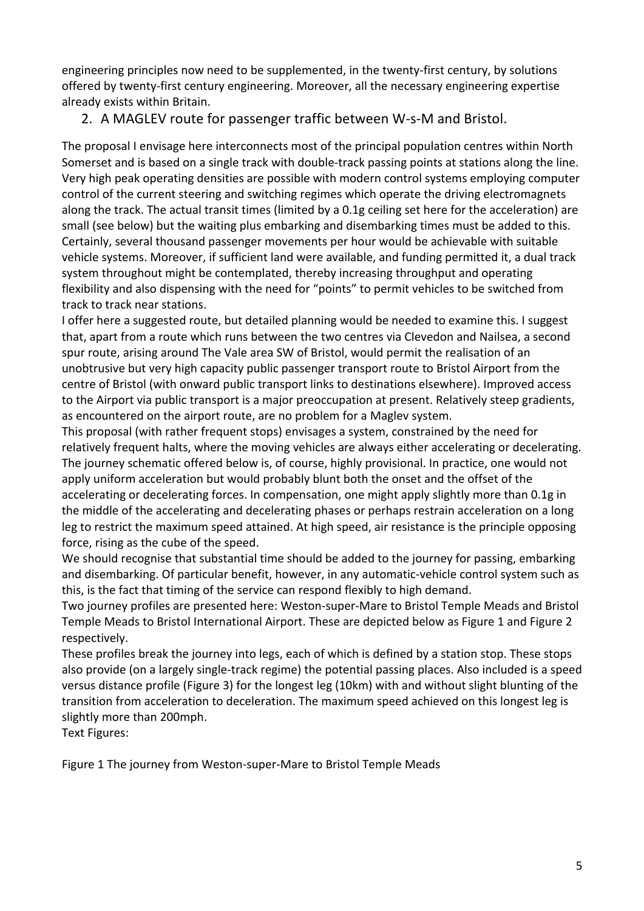engineering principles now need to be supplemented, in the twenty-first century, by solutions offered by twenty-first century engineering. Moreover, all the necessary engineering expertise already exists within Britain.

## 2. A MAGLEV route for passenger traffic between W-s-M and Bristol.

The proposal I envisage here interconnects most of the principal population centres within North Somerset and is based on a single track with double-track passing points at stations along the line. Very high peak operating densities are possible with modern control systems employing computer control of the current steering and switching regimes which operate the driving electromagnets along the track. The actual transit times (limited by a 0.1g ceiling set here for the acceleration) are small (see below) but the waiting plus embarking and disembarking times must be added to this. Certainly, several thousand passenger movements per hour would be achievable with suitable vehicle systems. Moreover, if sufficient land were available, and funding permitted it, a dual track system throughout might be contemplated, thereby increasing throughput and operating flexibility and also dispensing with the need for "points" to permit vehicles to be switched from track to track near stations.

I offer here a suggested route, but detailed planning would be needed to examine this. I suggest that, apart from a route which runs between the two centres via Clevedon and Nailsea, a second spur route, arising around The Vale area SW of Bristol, would permit the realisation of an unobtrusive but very high capacity public passenger transport route to Bristol Airport from the centre of Bristol (with onward public transport links to destinations elsewhere). Improved access to the Airport via public transport is a major preoccupation at present. Relatively steep gradients, as encountered on the airport route, are no problem for a Maglev system.

This proposal (with rather frequent stops) envisages a system, constrained by the need for relatively frequent halts, where the moving vehicles are always either accelerating or decelerating. The journey schematic offered below is, of course, highly provisional. In practice, one would not apply uniform acceleration but would probably blunt both the onset and the offset of the accelerating or decelerating forces. In compensation, one might apply slightly more than 0.1g in the middle of the accelerating and decelerating phases or perhaps restrain acceleration on a long leg to restrict the maximum speed attained. At high speed, air resistance is the principle opposing force, rising as the cube of the speed.

We should recognise that substantial time should be added to the journey for passing, embarking and disembarking. Of particular benefit, however, in any automatic-vehicle control system such as this, is the fact that timing of the service can respond flexibly to high demand.

Two journey profiles are presented here: Weston-super-Mare to Bristol Temple Meads and Bristol Temple Meads to Bristol International Airport. These are depicted below as Figure 1 and Figure 2 respectively.

These profiles break the journey into legs, each of which is defined by a station stop. These stops also provide (on a largely single-track regime) the potential passing places. Also included is a speed versus distance profile (Figure 3) for the longest leg (10km) with and without slight blunting of the transition from acceleration to deceleration. The maximum speed achieved on this longest leg is slightly more than 200mph.

Text Figures:

Figure 1 The journey from Weston-super-Mare to Bristol Temple Meads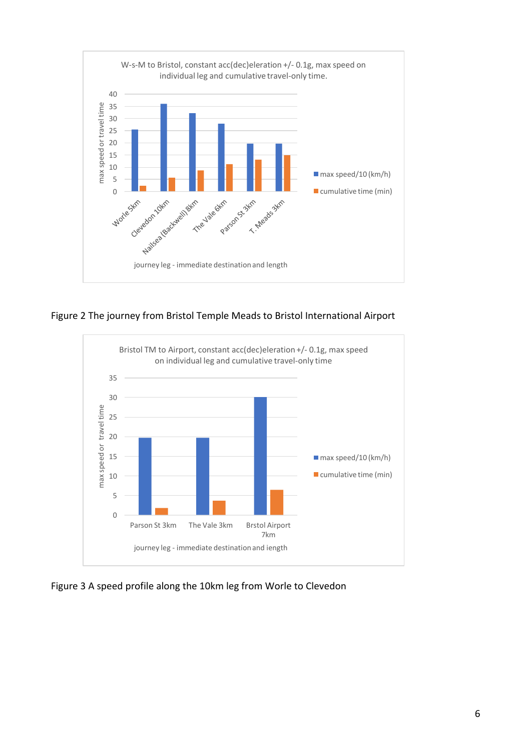W-s-M to Bristol, constant acc(dec)eleration +/- 0.1g, max speed on individual leg and cumulative travel-only time.

| journey leg - immediate destination and length | max speed/10 (km/h) | cumulative time (min) |
|---|---|---|
| Worle 5km | 25.5 | 2.2 |
| Clevedon 10km | 36 | 5.5 |
| Nailsea (Backwell) 8km | 32.5 | 8.6 |
| The Vale 6km | 28 | 11.1 |
| Parson St 3km | 19.8 | 13 |
| T. Meads 3km | 19.8 | 14.9 |

Figure 2 The journey from Bristol Temple Meads to Bristol International Airport

Bristol TM to Airport, constant acc(dec)eleration +/- 0.1g, max speed on individual leg and cumulative travel-only time

| journey leg - immediate destination and length | max speed/10 (km/h) | cumulative time (min) |
|---|---|---|
| Parson St 3km | 19.8 | 1.8 |
| The Vale 3km | 19.8 | 3.7 |
| Brstol Airport 7km | 30.2 | 6.4 |

Figure 3 A speed profile along the 10km leg from Worle to Clevedon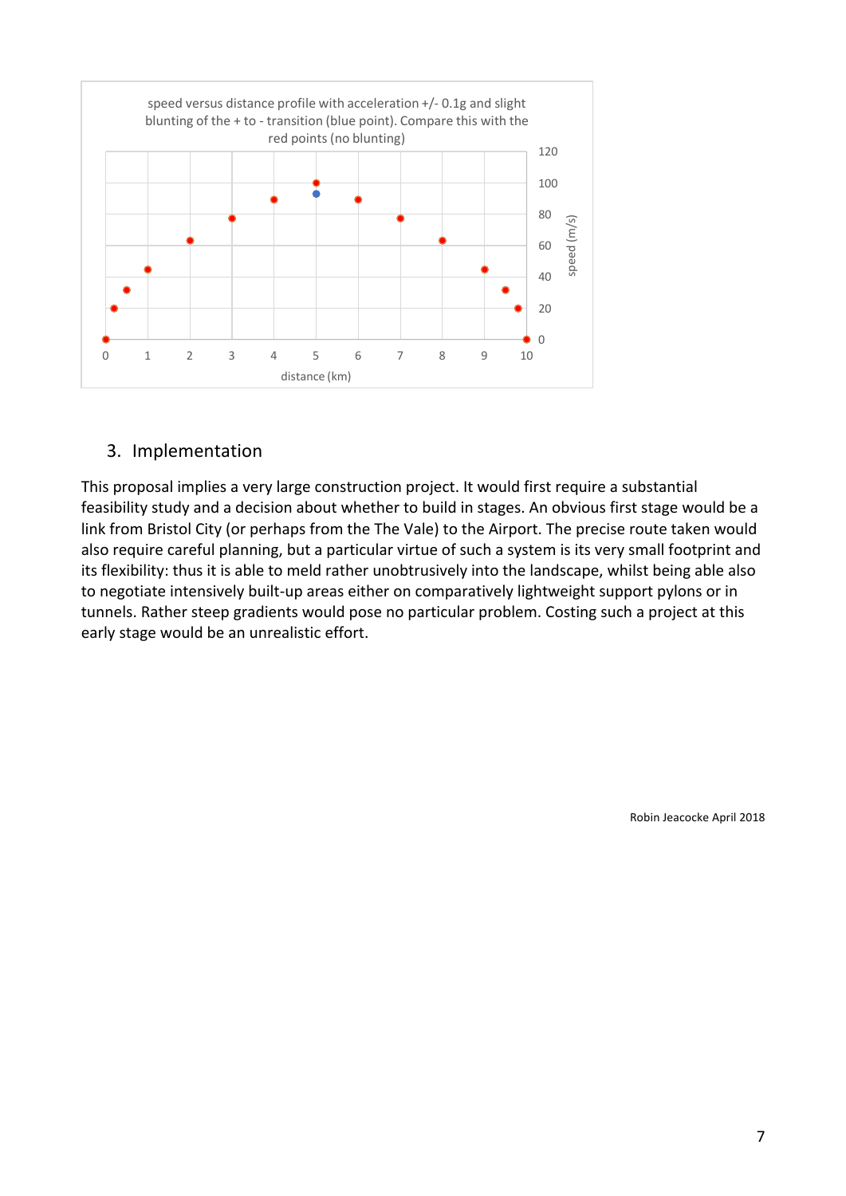speed versus distance profile with acceleration +/- 0.1g and slight blunting of the + to - transition (blue point). Compare this with the red points (no blunting)

120
100
80
60
40
20
0

speed (m/s)

0 1 2 3 4 5 6 7 8 9 10

distance (km)

## 3. Implementation

This proposal implies a very large construction project. It would first require a substantial feasibility study and a decision about whether to build in stages. An obvious first stage would be a link from Bristol City (or perhaps from the The Vale) to the Airport. The precise route taken would also require careful planning, but a particular virtue of such a system is its very small footprint and its flexibility: thus it is able to meld rather unobtrusively into the landscape, whilst being able also to negotiate intensively built-up areas either on comparatively lightweight support pylons or in tunnels. Rather steep gradients would pose no particular problem. Costing such a project at this early stage would be an unrealistic effort.

Robin Jeacocke April 2018